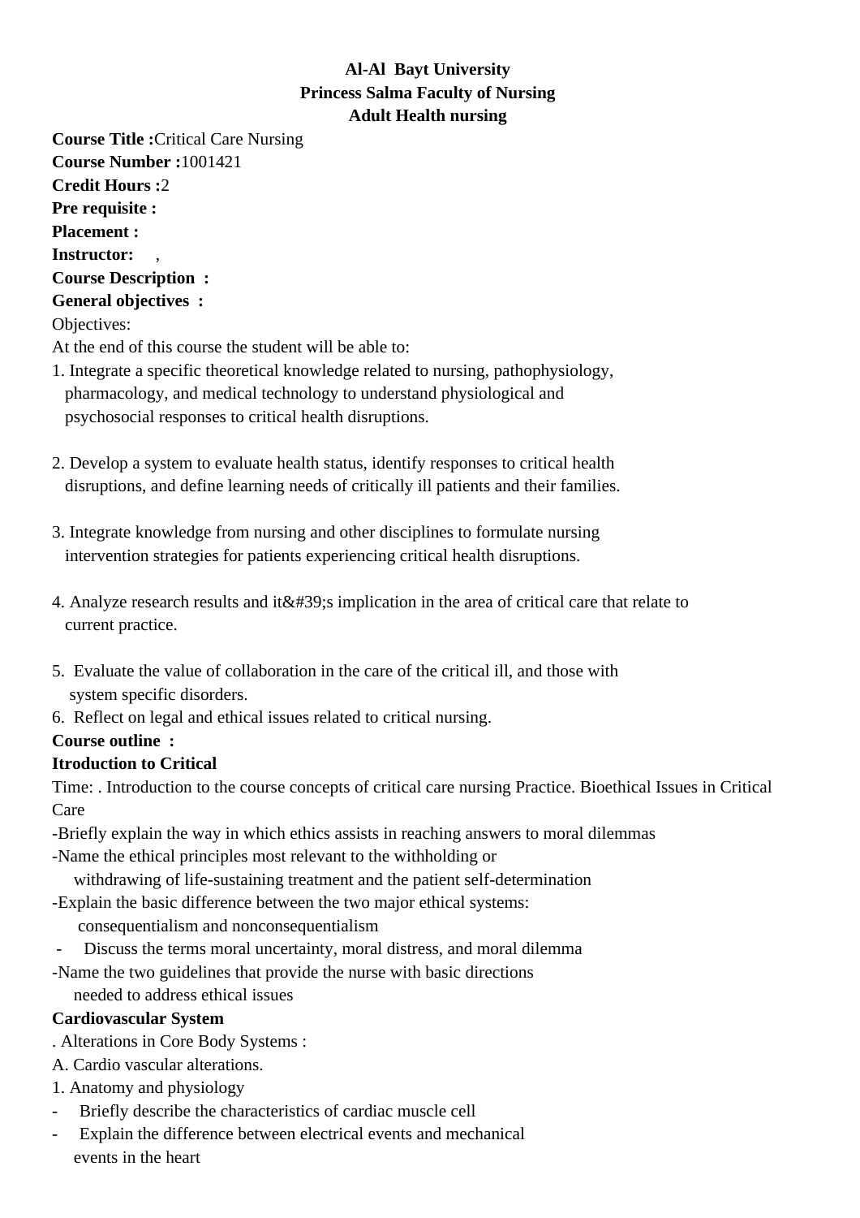**Al-Al Bayt University**
**Princess Salma Faculty of Nursing**
**Adult Health nursing**

**Course Title :** Critical Care Nursing
**Course Number :** 1001421
**Credit Hours :** 2
**Pre requisite :**
**Placement :**
**Instructor:** ,
**Course Description :**
**General objectives :**

Objectives:

At the end of this course the student will be able to:

1. Integrate a specific theoretical knowledge related to nursing, pathophysiology, pharmacology, and medical technology to understand physiological and psychosocial responses to critical health disruptions.

2. Develop a system to evaluate health status, identify responses to critical health disruptions, and define learning needs of critically ill patients and their families.

3. Integrate knowledge from nursing and other disciplines to formulate nursing intervention strategies for patients experiencing critical health disruptions.

4. Analyze research results and it&#39;s implication in the area of critical care that relate to current practice.

5. Evaluate the value of collaboration in the care of the critical ill, and those with system specific disorders.
6. Reflect on legal and ethical issues related to critical nursing.

**Course outline :**

**Itroduction to Critical**

Time: . Introduction to the course concepts of critical care nursing Practice. Bioethical Issues in Critical Care

- Briefly explain the way in which ethics assists in reaching answers to moral dilemmas
- Name the ethical principles most relevant to the withholding or withdrawing of life-sustaining treatment and the patient self-determination
- Explain the basic difference between the two major ethical systems: consequentialism and nonconsequentialism
- Discuss the terms moral uncertainty, moral distress, and moral dilemma
- Name the two guidelines that provide the nurse with basic directions needed to address ethical issues

**Cardiovascular System**

. Alterations in Core Body Systems :

A. Cardio vascular alterations.

1. Anatomy and physiology
   - Briefly describe the characteristics of cardiac muscle cell
   - Explain the difference between electrical events and mechanical events in the heart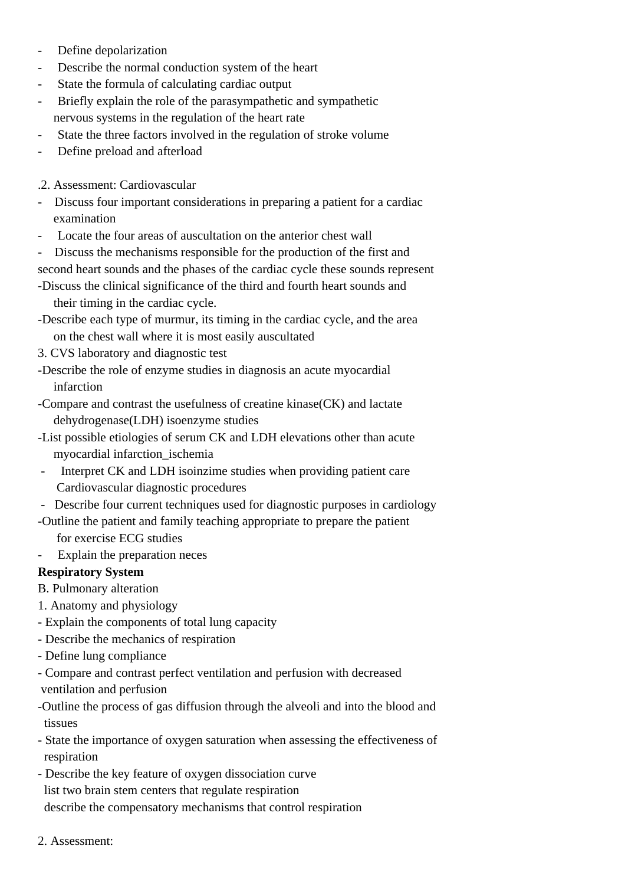- Define depolarization
- Describe the normal conduction system of the heart
- State the formula of calculating cardiac output
- Briefly explain the role of the parasympathetic and sympathetic nervous systems in the regulation of the heart rate
- State the three factors involved in the regulation of stroke volume
- Define preload and afterload

.2. Assessment: Cardiovascular

- Discuss four important considerations in preparing a patient for a cardiac examination
- Locate the four areas of auscultation on the anterior chest wall
- Discuss the mechanisms responsible for the production of the first and second heart sounds and the phases of the cardiac cycle these sounds represent
- Discuss the clinical significance of the third and fourth heart sounds and their timing in the cardiac cycle.
- Describe each type of murmur, its timing in the cardiac cycle, and the area on the chest wall where it is most easily auscultated

3. CVS laboratory and diagnostic test

- Describe the role of enzyme studies in diagnosis an acute myocardial infarction
- Compare and contrast the usefulness of creatine kinase(CK) and lactate dehydrogenase(LDH) isoenzyme studies
- List possible etiologies of serum CK and LDH elevations other than acute myocardial infarction_ischemia
- Interpret CK and LDH isoinzime studies when providing patient care

Cardiovascular diagnostic procedures

- Describe four current techniques used for diagnostic purposes in cardiology
- Outline the patient and family teaching appropriate to prepare the patient for exercise ECG studies
- Explain the preparation neces

**Respiratory System**

B. Pulmonary alteration

1. Anatomy and physiology

- Explain the components of total lung capacity
- Describe the mechanics of respiration
- Define lung compliance
- Compare and contrast perfect ventilation and perfusion with decreased ventilation and perfusion
- Outline the process of gas diffusion through the alveoli and into the blood and tissues
- State the importance of oxygen saturation when assessing the effectiveness of respiration
- Describe the key feature of oxygen dissociation curve
  list two brain stem centers that regulate respiration
  describe the compensatory mechanisms that control respiration

2. Assessment: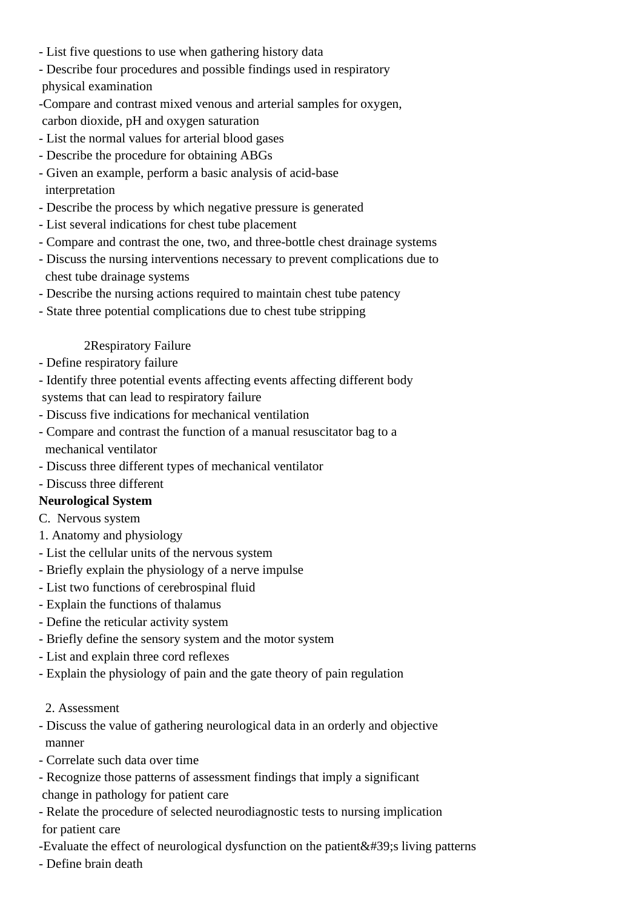- List five questions to use when gathering history data
- Describe four procedures and possible findings used in respiratory physical examination
- Compare and contrast mixed venous and arterial samples for oxygen, carbon dioxide, pH and oxygen saturation
- List the normal values for arterial blood gases
- Describe the procedure for obtaining ABGs
- Given an example, perform a basic analysis of acid-base interpretation
- Describe the process by which negative pressure is generated
- List several indications for chest tube placement
- Compare and contrast the one, two, and three-bottle chest drainage systems
- Discuss the nursing interventions necessary to prevent complications due to chest tube drainage systems
- Describe the nursing actions required to maintain chest tube patency
- State three potential complications due to chest tube stripping

2Respiratory Failure

- Define respiratory failure
- Identify three potential events affecting events affecting different body systems that can lead to respiratory failure
- Discuss five indications for mechanical ventilation
- Compare and contrast the function of a manual resuscitator bag to a mechanical ventilator
- Discuss three different types of mechanical ventilator
- Discuss three different

**Neurological System**

C. Nervous system

1. Anatomy and physiology

- List the cellular units of the nervous system
- Briefly explain the physiology of a nerve impulse
- List two functions of cerebrospinal fluid
- Explain the functions of thalamus
- Define the reticular activity system
- Briefly define the sensory system and the motor system
- List and explain three cord reflexes
- Explain the physiology of pain and the gate theory of pain regulation

2. Assessment

- Discuss the value of gathering neurological data in an orderly and objective manner
- Correlate such data over time
- Recognize those patterns of assessment findings that imply a significant change in pathology for patient care
- Relate the procedure of selected neurodiagnostic tests to nursing implication for patient care
- Evaluate the effect of neurological dysfunction on the patient&#39;s living patterns
- Define brain death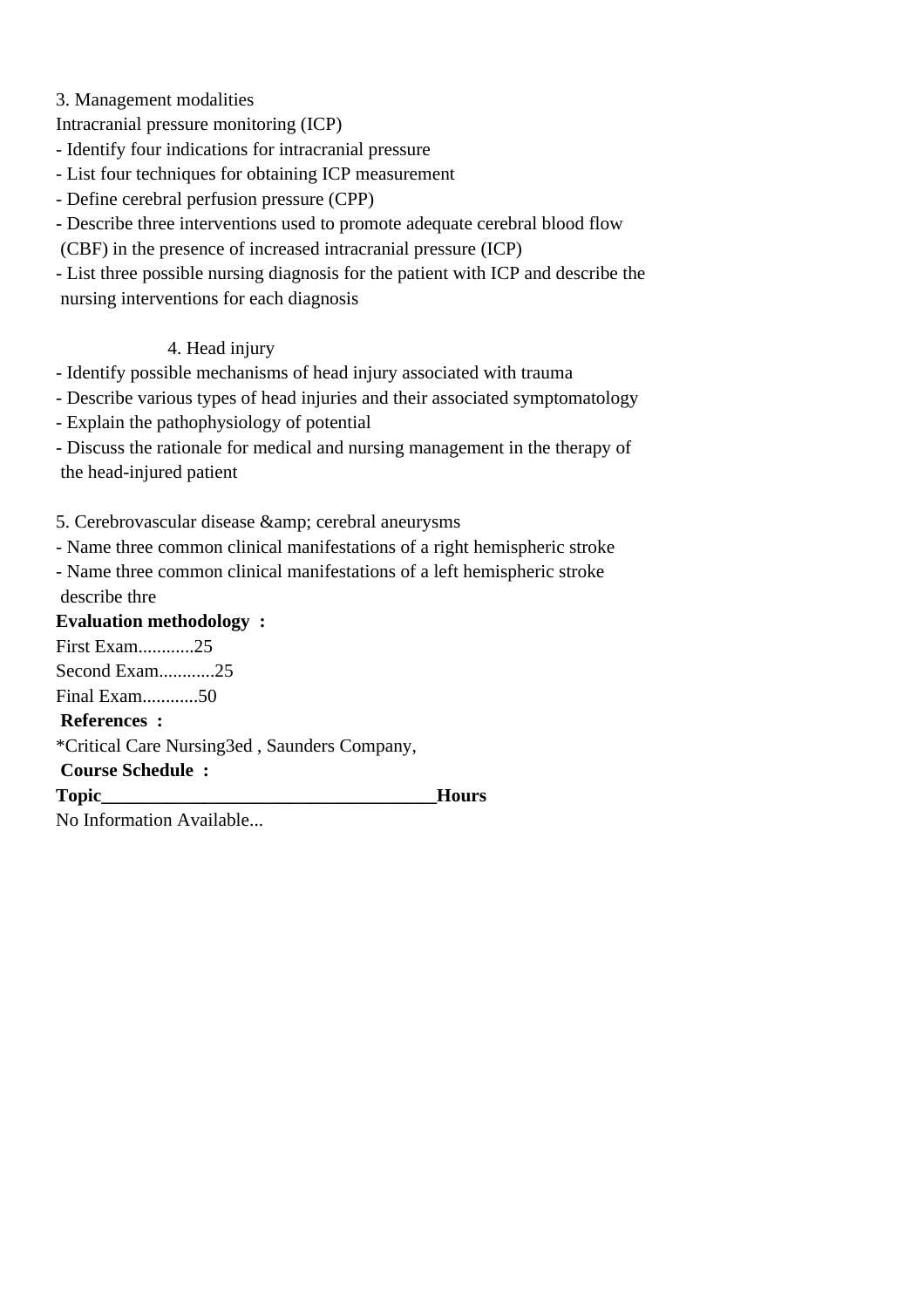3. Management modalities

Intracranial pressure monitoring (ICP)

- Identify four indications for intracranial pressure
- List four techniques for obtaining ICP measurement
- Define cerebral perfusion pressure (CPP)
- Describe three interventions used to promote adequate cerebral blood flow (CBF) in the presence of increased intracranial pressure (ICP)
- List three possible nursing diagnosis for the patient with ICP and describe the nursing interventions for each diagnosis

4. Head injury

- Identify possible mechanisms of head injury associated with trauma
- Describe various types of head injuries and their associated symptomatology
- Explain the pathophysiology of potential
- Discuss the rationale for medical and nursing management in the therapy of the head-injured patient

5. Cerebrovascular disease &amp; cerebral aneurysms

- Name three common clinical manifestations of a right hemispheric stroke
- Name three common clinical manifestations of a left hemispheric stroke describe thre

**Evaluation methodology :**

First Exam............25

Second Exam............25

Final Exam............50

**References :**

*Critical Care Nursing3ed , Saunders Company,

**Course Schedule :**

**Topic____________________________________Hours**

No Information Available...